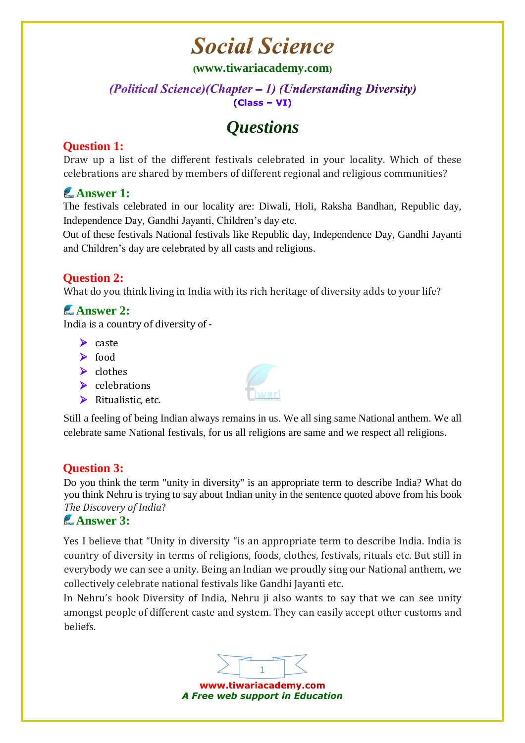# Social Science

(www.tiwariacademy.com)

*(Political Science)(Chapter – 1) (Understanding Diversity)*

**(Class – VI)**

## *Questions*

### Question 1:

Draw up a list of the different festivals celebrated in your locality. Which of these celebrations are shared by members of different regional and religious communities?

### Answer 1:

The festivals celebrated in our locality are: Diwali, Holi, Raksha Bandhan, Republic day, Independence Day, Gandhi Jayanti, Children's day etc.

Out of these festivals National festivals like Republic day, Independence Day, Gandhi Jayanti and Children's day are celebrated by all casts and religions.

### Question 2:

What do you think living in India with its rich heritage of diversity adds to your life?

### Answer 2:

India is a country of diversity of -

- caste
- food
- clothes
- celebrations
- Ritualistic, etc.

Still a feeling of being Indian always remains in us. We all sing same National anthem. We all celebrate same National festivals, for us all religions are same and we respect all religions.

### Question 3:

Do you think the term "unity in diversity" is an appropriate term to describe India? What do you think Nehru is trying to say about Indian unity in the sentence quoted above from his book *The Discovery of India*?

### Answer 3:

Yes I believe that "Unity in diversity "is an appropriate term to describe India. India is country of diversity in terms of religions, foods, clothes, festivals, rituals etc. But still in everybody we can see a unity. Being an Indian we proudly sing our National anthem, we collectively celebrate national festivals like Gandhi Jayanti etc.

In Nehru's book Diversity of India, Nehru ji also wants to say that we can see unity amongst people of different caste and system. They can easily accept other customs and beliefs.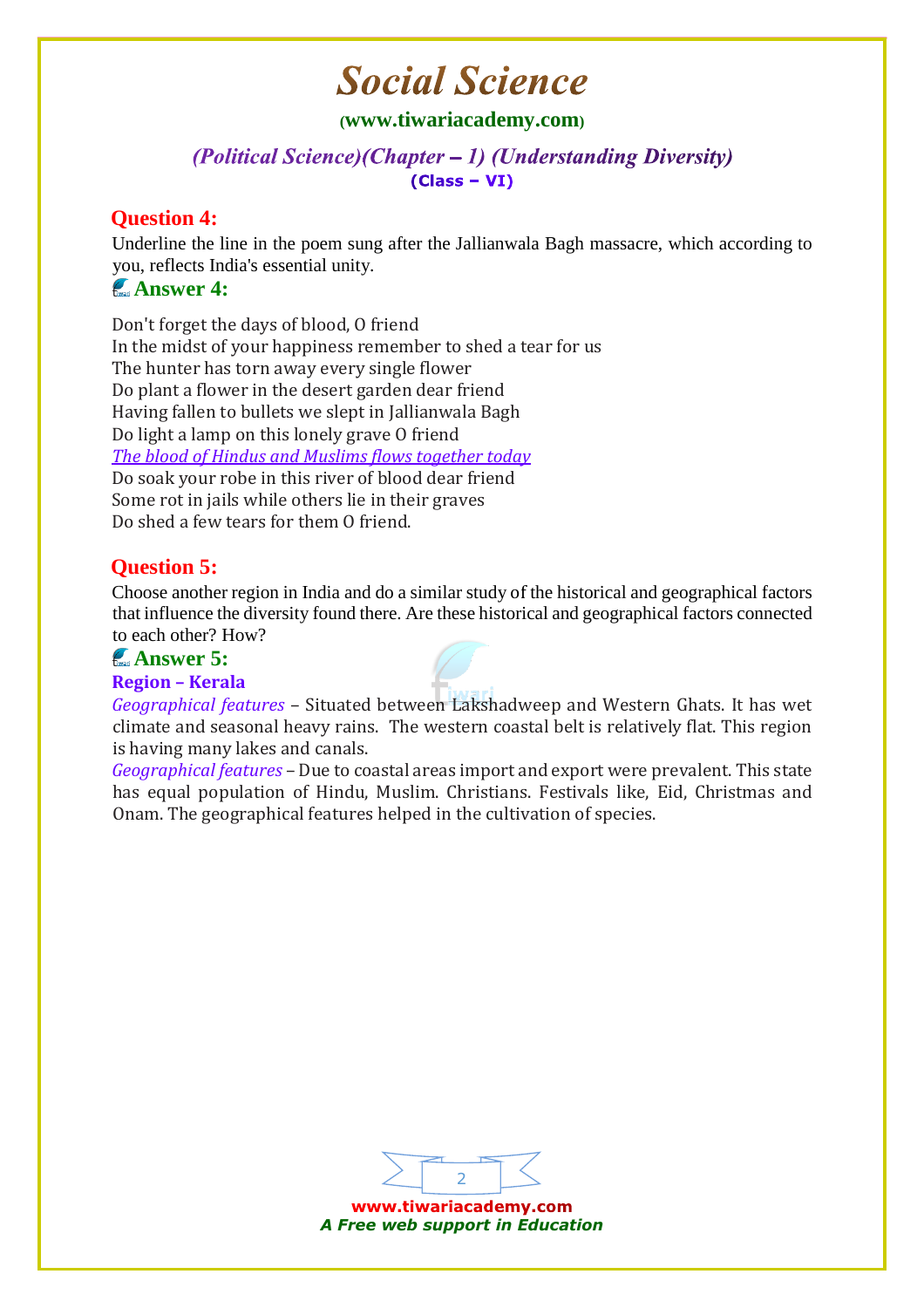# Social Science

(www.tiwariacademy.com)

*(Political Science)(Chapter – 1) (Understanding Diversity)*

**(Class – VI)**

**Question 4:**

Underline the line in the poem sung after the Jallianwala Bagh massacre, which according to you, reflects India's essential unity.

**Answer 4:**

Don't forget the days of blood, O friend
In the midst of your happiness remember to shed a tear for us
The hunter has torn away every single flower
Do plant a flower in the desert garden dear friend
Having fallen to bullets we slept in Jallianwala Bagh
Do light a lamp on this lonely grave O friend
*<u>The blood of Hindus and Muslims flows together today</u>*
Do soak your robe in this river of blood dear friend
Some rot in jails while others lie in their graves
Do shed a few tears for them O friend.

**Question 5:**

Choose another region in India and do a similar study of the historical and geographical factors that influence the diversity found there. Are these historical and geographical factors connected to each other? How?

**Answer 5:**

**Region – Kerala**

*Geographical features* – Situated between Lakshadweep and Western Ghats. It has wet climate and seasonal heavy rains. The western coastal belt is relatively flat. This region is having many lakes and canals.

*Geographical features* – Due to coastal areas import and export were prevalent. This state has equal population of Hindu, Muslim. Christians. Festivals like, Eid, Christmas and Onam. The geographical features helped in the cultivation of species.

www.tiwariacademy.com
*A Free web support in Education*